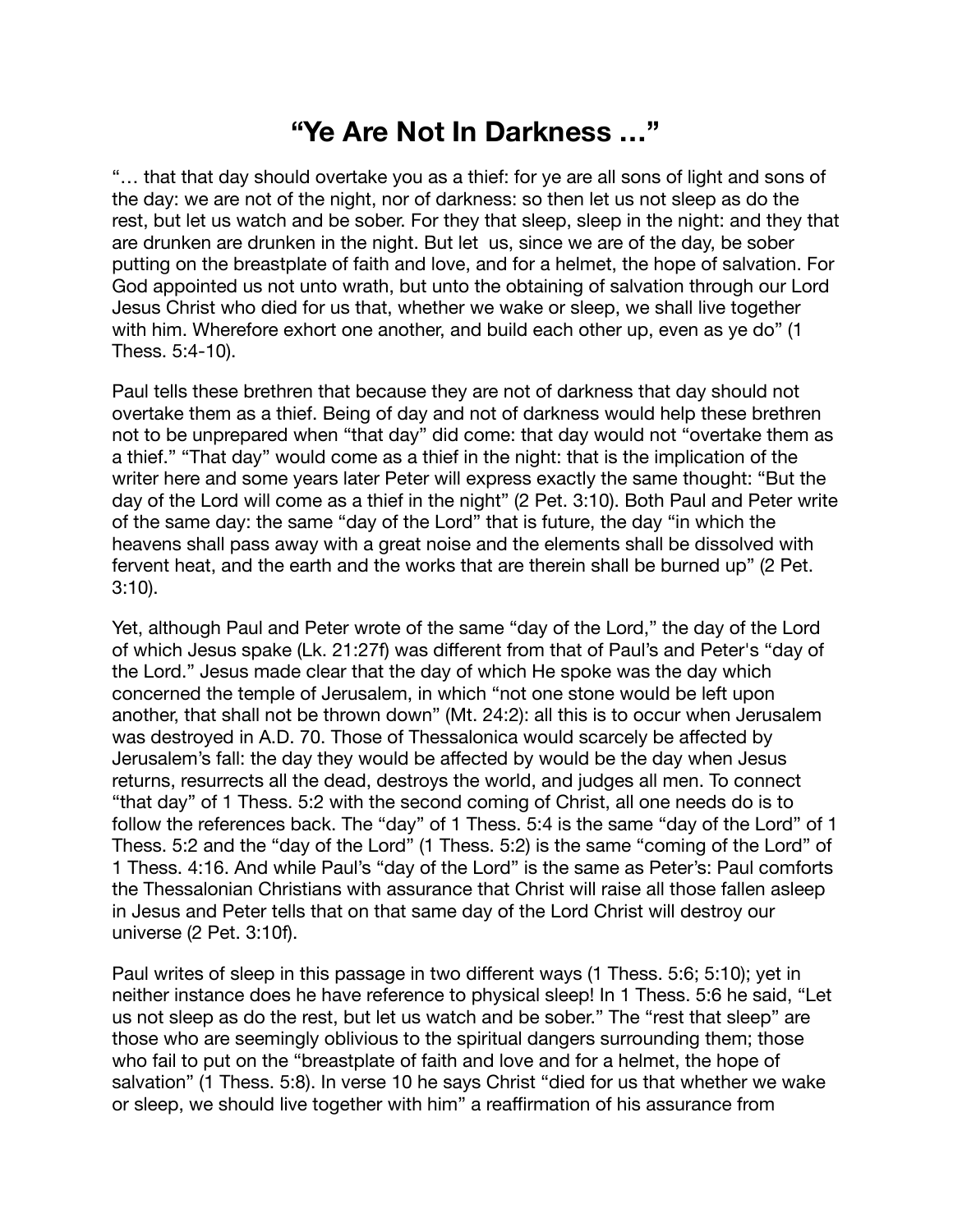# “Ye Are Not In Darkness …”

“… that that day should overtake you as a thief: for ye are all sons of light and sons of the day: we are not of the night, nor of darkness: so then let us not sleep as do the rest, but let us watch and be sober. For they that sleep, sleep in the night: and they that are drunken are drunken in the night. But let us, since we are of the day, be sober putting on the breastplate of faith and love, and for a helmet, the hope of salvation. For God appointed us not unto wrath, but unto the obtaining of salvation through our Lord Jesus Christ who died for us that, whether we wake or sleep, we shall live together with him. Wherefore exhort one another, and build each other up, even as ye do” (1 Thess. 5:4-10).

Paul tells these brethren that because they are not of darkness that day should not overtake them as a thief. Being of day and not of darkness would help these brethren not to be unprepared when “that day” did come: that day would not “overtake them as a thief.” “That day” would come as a thief in the night: that is the implication of the writer here and some years later Peter will express exactly the same thought: “But the day of the Lord will come as a thief in the night” (2 Pet. 3:10). Both Paul and Peter write of the same day: the same “day of the Lord” that is future, the day “in which the heavens shall pass away with a great noise and the elements shall be dissolved with fervent heat, and the earth and the works that are therein shall be burned up” (2 Pet. 3:10).

Yet, although Paul and Peter wrote of the same “day of the Lord,” the day of the Lord of which Jesus spake (Lk. 21:27f) was different from that of Paul’s and Peter's “day of the Lord.” Jesus made clear that the day of which He spoke was the day which concerned the temple of Jerusalem, in which “not one stone would be left upon another, that shall not be thrown down” (Mt. 24:2): all this is to occur when Jerusalem was destroyed in A.D. 70. Those of Thessalonica would scarcely be affected by Jerusalem’s fall: the day they would be affected by would be the day when Jesus returns, resurrects all the dead, destroys the world, and judges all men. To connect “that day” of 1 Thess. 5:2 with the second coming of Christ, all one needs do is to follow the references back. The “day” of 1 Thess. 5:4 is the same “day of the Lord” of 1 Thess. 5:2 and the “day of the Lord” (1 Thess. 5:2) is the same “coming of the Lord” of 1 Thess. 4:16. And while Paul’s “day of the Lord” is the same as Peter’s: Paul comforts the Thessalonian Christians with assurance that Christ will raise all those fallen asleep in Jesus and Peter tells that on that same day of the Lord Christ will destroy our universe (2 Pet. 3:10f).

Paul writes of sleep in this passage in two different ways (1 Thess. 5:6; 5:10); yet in neither instance does he have reference to physical sleep! In 1 Thess. 5:6 he said, “Let us not sleep as do the rest, but let us watch and be sober.” The “rest that sleep” are those who are seemingly oblivious to the spiritual dangers surrounding them; those who fail to put on the “breastplate of faith and love and for a helmet, the hope of salvation” (1 Thess. 5:8). In verse 10 he says Christ “died for us that whether we wake or sleep, we should live together with him” a reaffirmation of his assurance from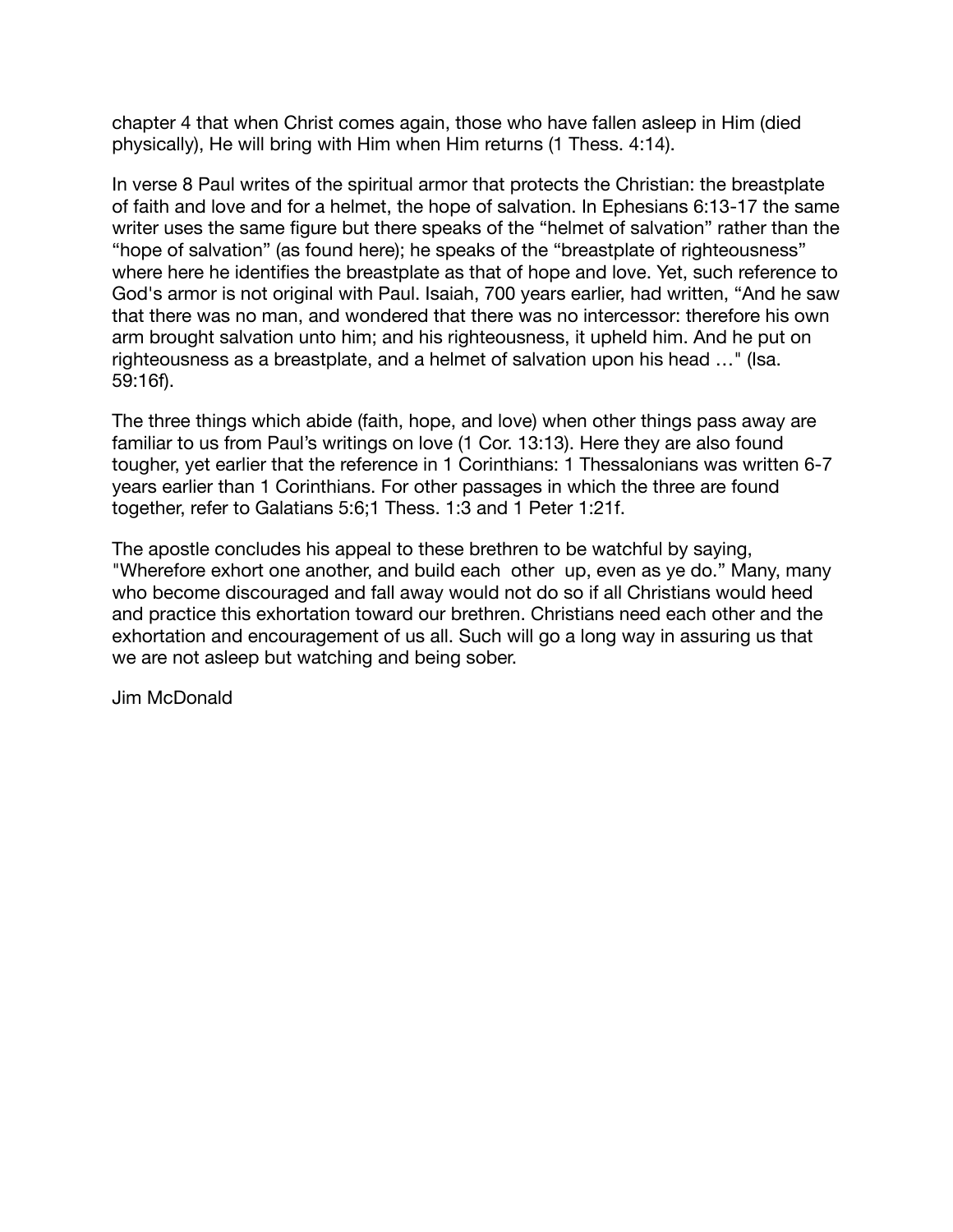chapter 4 that when Christ comes again, those who have fallen asleep in Him (died physically), He will bring with Him when Him returns (1 Thess. 4:14).

In verse 8 Paul writes of the spiritual armor that protects the Christian: the breastplate of faith and love and for a helmet, the hope of salvation. In Ephesians 6:13-17 the same writer uses the same figure but there speaks of the "helmet of salvation" rather than the "hope of salvation" (as found here); he speaks of the "breastplate of righteousness" where here he identifies the breastplate as that of hope and love. Yet, such reference to God's armor is not original with Paul. Isaiah, 700 years earlier, had written, "And he saw that there was no man, and wondered that there was no intercessor: therefore his own arm brought salvation unto him; and his righteousness, it upheld him. And he put on righteousness as a breastplate, and a helmet of salvation upon his head …" (Isa. 59:16f).

The three things which abide (faith, hope, and love) when other things pass away are familiar to us from Paul's writings on love (1 Cor. 13:13). Here they are also found tougher, yet earlier that the reference in 1 Corinthians: 1 Thessalonians was written 6-7 years earlier than 1 Corinthians. For other passages in which the three are found together, refer to Galatians 5:6;1 Thess. 1:3 and 1 Peter 1:21f.

The apostle concludes his appeal to these brethren to be watchful by saying, "Wherefore exhort one another, and build each other up, even as ye do." Many, many who become discouraged and fall away would not do so if all Christians would heed and practice this exhortation toward our brethren. Christians need each other and the exhortation and encouragement of us all. Such will go a long way in assuring us that we are not asleep but watching and being sober.

Jim McDonald